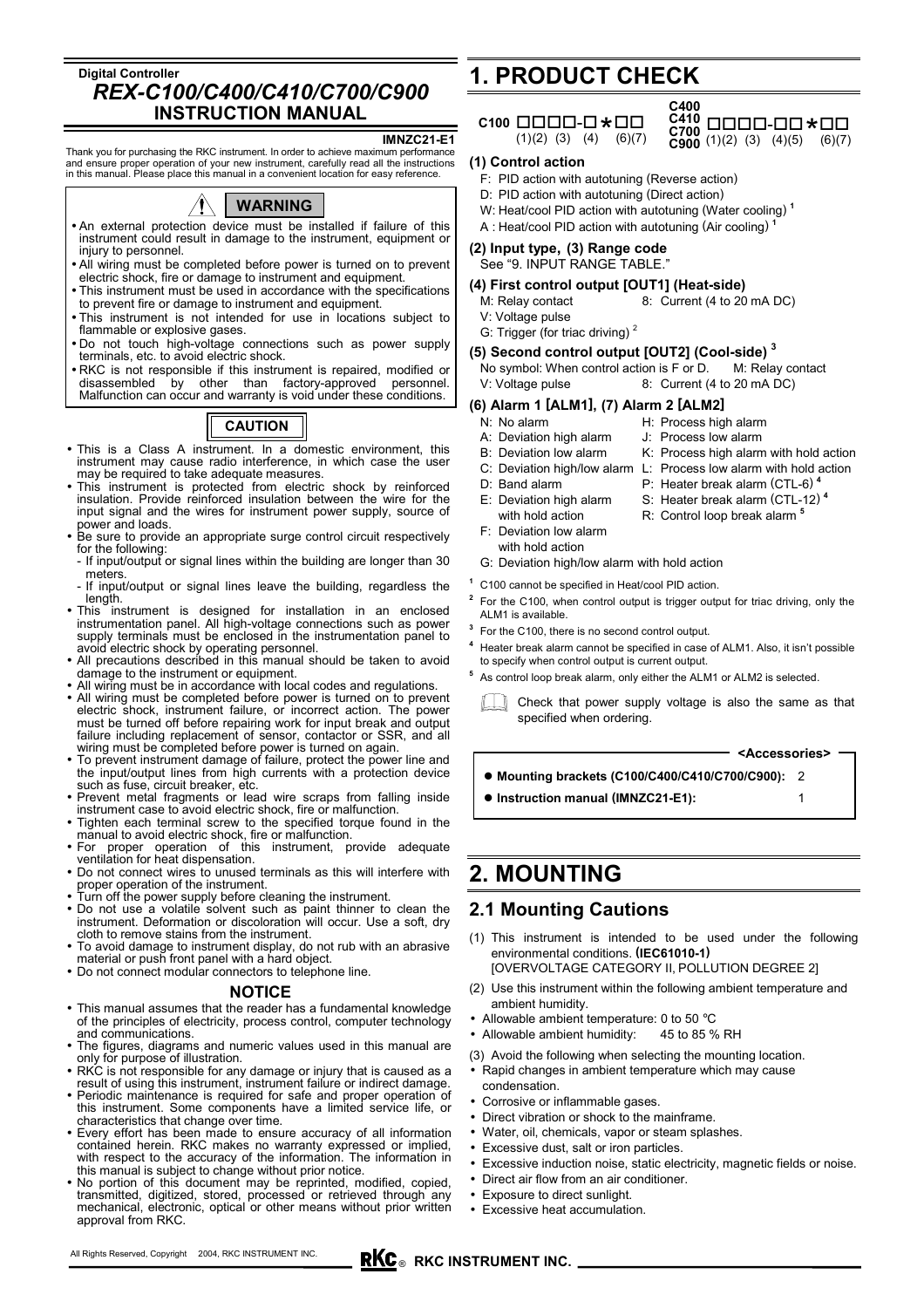**Digital Controller**

# *REX-C100/C400/C410/C700/C900*

## INSTRUCTION MANUAL

**IMNZC21-E1**

Thank you for purchasing the RKC instrument. In order to achieve maximum performance and ensure proper operation of your new instrument, carefully read all the instructions in this manual. Please place this manual in a convenient location for easy reference.

### ⚠ WARNING

- An external protection device must be installed if failure of this instrument could result in damage to the instrument, equipment or injury to personnel.
- All wiring must be completed before power is turned on to prevent electric shock, fire or damage to instrument and equipment.
- This instrument must be used in accordance with the specifications to prevent fire or damage to instrument and equipment.
- This instrument is not intended for use in locations subject to flammable or explosive gases.
- Do not touch high-voltage connections such as power supply terminals, etc. to avoid electric shock.
- RKC is not responsible if this instrument is repaired, modified or disassembled by other than factory-approved personnel. Malfunction can occur and warranty is void under these conditions.

### CAUTION

- This is a Class A instrument. In a domestic environment, this instrument may cause radio interference, in which case the user may be required to take adequate measures.
- This instrument is protected from electric shock by reinforced insulation. Provide reinforced insulation between the wire for the input signal and the wires for instrument power supply, source of power and loads.
- Be sure to provide an appropriate surge control circuit respectively for the following:
  - If input/output or signal lines within the building are longer than 30 meters.
  - If input/output or signal lines leave the building, regardless the length.
- This instrument is designed for installation in an enclosed instrumentation panel. All high-voltage connections such as power supply terminals must be enclosed in the instrumentation panel to avoid electric shock by operating personnel.
- All precautions described in this manual should be taken to avoid damage to the instrument or equipment.
- All wiring must be in accordance with local codes and regulations.
- All wiring must be completed before power is turned on to prevent electric shock, instrument failure, or incorrect action. The power must be turned off before repairing work for input break and output failure including replacement of sensor, contactor or SSR, and all wiring must be completed before power is turned on again.
- To prevent instrument damage of failure, protect the power line and the input/output lines from high currents with a protection device such as fuse, circuit breaker, etc.
- Prevent metal fragments or lead wire scraps from falling inside instrument case to avoid electric shock, fire or malfunction.
- Tighten each terminal screw to the specified torque found in the manual to avoid electric shock, fire or malfunction.
- For proper operation of this instrument, provide adequate ventilation for heat dispensation.
- Do not connect wires to unused terminals as this will interfere with proper operation of the instrument.
- Turn off the power supply before cleaning the instrument.
- Do not use a volatile solvent such as paint thinner to clean the instrument. Deformation or discoloration will occur. Use a soft, dry cloth to remove stains from the instrument.
- To avoid damage to instrument display, do not rub with an abrasive material or push front panel with a hard object.
- Do not connect modular connectors to telephone line.

### NOTICE

- This manual assumes that the reader has a fundamental knowledge of the principles of electricity, process control, computer technology and communications.
- The figures, diagrams and numeric values used in this manual are only for purpose of illustration.
- RKC is not responsible for any damage or injury that is caused as a result of using this instrument, instrument failure or indirect damage.
- Periodic maintenance is required for safe and proper operation of this instrument. Some components have a limited service life, or characteristics that change over time.
- Every effort has been made to ensure accuracy of all information contained herein. RKC makes no warranty expressed or implied, with respect to the accuracy of the information. The information in this manual is subject to change without prior notice.
- No portion of this document may be reprinted, modified, copied, transmitted, digitized, stored, processed or retrieved through any mechanical, electronic, optical or other means without prior written approval from RKC.

# 1. PRODUCT CHECK

C100 □□□□-□*□□
(1)(2) (3) (4) (6)(7)

C400 / C410 / C700 / C900 □□□□-□□*□□
(1)(2) (3) (4)(5) (6)(7)

**(1) Control action**

F: PID action with autotuning (Reverse action)
D: PID action with autotuning (Direct action)
W: Heat/cool PID action with autotuning (Water cooling) [1]
A : Heat/cool PID action with autotuning (Air cooling) [1]

**(2) Input type, (3) Range code**

See "9. INPUT RANGE TABLE."

**(4) First control output [OUT1] (Heat-side)**

M: Relay contact　　8: Current (4 to 20 mA DC)
V: Voltage pulse
G: Trigger (for triac driving) [2]

**(5) Second control output [OUT2] (Cool-side) [3]**

No symbol: When control action is F or D.　　M: Relay contact
V: Voltage pulse　　8: Current (4 to 20 mA DC)

**(6) Alarm 1 [ALM1], (7) Alarm 2 [ALM2]**

N: No alarm
A: Deviation high alarm
B: Deviation low alarm
C: Deviation high/low alarm
D: Band alarm
E: Deviation high alarm with hold action
F: Deviation low alarm with hold action
G: Deviation high/low alarm with hold action
H: Process high alarm
J: Process low alarm
K: Process high alarm with hold action
L: Process low alarm with hold action
P: Heater break alarm (CTL-6) [4]
S: Heater break alarm (CTL-12) [4]
R: Control loop break alarm [5]

[1] C100 cannot be specified in Heat/cool PID action.
[2] For the C100, when control output is trigger output for triac driving, only the ALM1 is available.
[3] For the C100, there is no second control output.
[4] Heater break alarm cannot be specified in case of ALM1. Also, it isn't possible to specify when control output is current output.
[5] As control loop break alarm, only either the ALM1 or ALM2 is selected.

Check that power supply voltage is also the same as that specified when ordering.

**<Accessories>**

- **Mounting brackets (C100/C400/C410/C700/C900):** 2
- **Instruction manual (IMNZC21-E1):** 1

# 2. MOUNTING

## 2.1 Mounting Cautions

(1) This instrument is intended to be used under the following environmental conditions. **(IEC61010-1)**
[OVERVOLTAGE CATEGORY II, POLLUTION DEGREE 2]

(2) Use this instrument within the following ambient temperature and ambient humidity.

- Allowable ambient temperature: 0 to 50 °C
- Allowable ambient humidity: 45 to 85 % RH

(3) Avoid the following when selecting the mounting location.

- Rapid changes in ambient temperature which may cause condensation.
- Corrosive or inflammable gases.
- Direct vibration or shock to the mainframe.
- Water, oil, chemicals, vapor or steam splashes.
- Excessive dust, salt or iron particles.
- Excessive induction noise, static electricity, magnetic fields or noise.
- Direct air flow from an air conditioner.
- Exposure to direct sunlight.
- Excessive heat accumulation.

All Rights Reserved, Copyright 2004, RKC INSTRUMENT INC.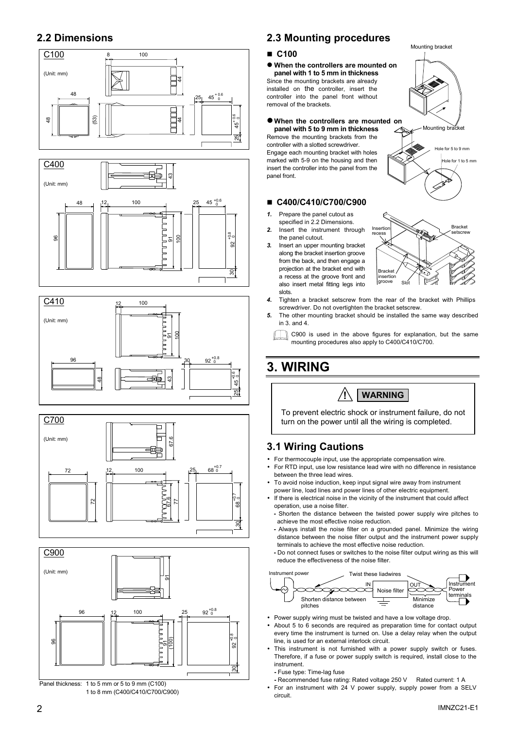## 2.2 Dimensions

C100 (Unit: mm)

C400 (Unit: mm)

C410 (Unit: mm)

C700 (Unit: mm)

C900 (Unit: mm)

Panel thickness: 1 to 5 mm or 5 to 9 mm (C100)
1 to 8 mm (C400/C410/C700/C900)

## 2.3 Mounting procedures

### ■ C100

**● When the controllers are mounted on panel with 1 to 5 mm in thickness**

Since the mounting brackets are already installed on the controller, insert the controller into the panel front without removal of the brackets.

**● When the controllers are mounted on panel with 5 to 9 mm in thickness**

Remove the mounting brackets from the controller with a slotted screwdriver. Engage each mounting bracket with holes marked with 5-9 on the housing and then insert the controller into the panel from the panel front.

### ■ C400/C410/C700/C900

1. Prepare the panel cutout as specified in 2.2 Dimensions.
2. Insert the instrument through the panel cutout.
3. Insert an upper mounting bracket along the bracket insertion groove from the back, and then engage a projection at the bracket end with a recess at the groove front and also insert metal fitting legs into slots.
4. Tighten a bracket setscrew from the rear of the bracket with Phillips screwdriver. Do not overtighten the bracket setscrew.
5. The other mounting bracket should be installed the same way described in 3. and 4.

C900 is used in the above figures for explanation, but the same mounting procedures also apply to C400/C410/C700.

# 3. WIRING

**⚠ WARNING**

To prevent electric shock or instrument failure, do not turn on the power until all the wiring is completed.

## 3.1 Wiring Cautions

- For thermocouple input, use the appropriate compensation wire.
- For RTD input, use low resistance lead wire with no difference in resistance between the three lead wires.
- To avoid noise induction, keep input signal wire away from instrument power line, load lines and power lines of other electric equipment.
- If there is electrical noise in the vicinity of the instrument that could affect operation, use a noise filter.
  - Shorten the distance between the twisted power supply wire pitches to achieve the most effective noise reduction.
  - Always install the noise filter on a grounded panel. Minimize the wiring distance between the noise filter output and the instrument power supply terminals to achieve the most effective noise reduction.
  - Do not connect fuses or switches to the noise filter output wiring as this will reduce the effectiveness of the noise filter.

Instrument power — Twist these liadwires — IN — Noise filter — OUT — Instrument Power terminals
Shorten distance between pitches — Minimize distance

- Power supply wiring must be twisted and have a low voltage drop.
- About 5 to 6 seconds are required as preparation time for contact output every time the instrument is turned on. Use a delay relay when the output line, is used for an external interlock circuit.
- This instrument is not furnished with a power supply switch or fuses. Therefore, if a fuse or power supply switch is required, install close to the instrument.
  - Fuse type: Time-lag fuse
  - Recommended fuse rating: Rated voltage 250 V   Rated current: 1 A
- For an instrument with 24 V power supply, supply power from a SELV circuit.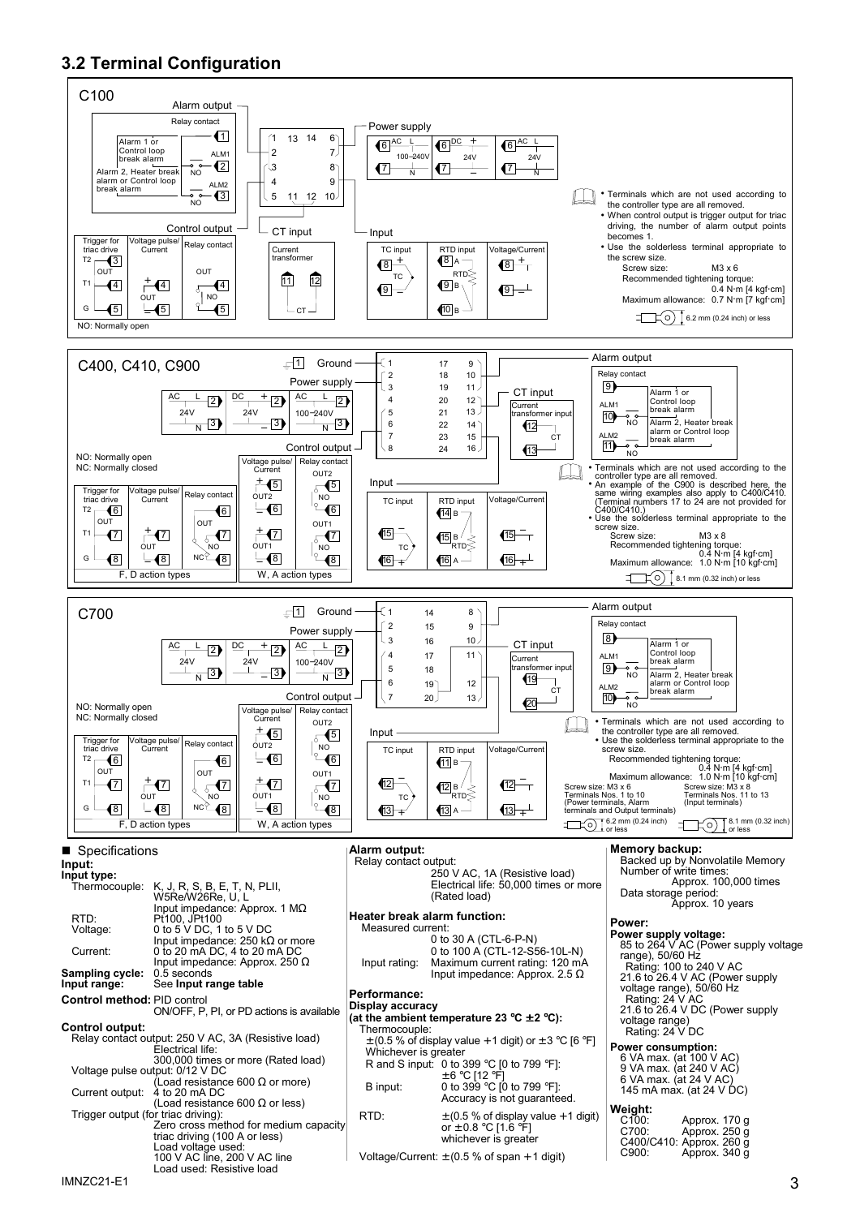## 3.2 Terminal Configuration

### C100

- Terminals which are not used according to the controller type are all removed.
- When control output is trigger output for triac driving, the number of alarm output points becomes 1.
- Use the solderless terminal appropriate to the screw size.
  - Screw size: M3 x 6
  - Recommended tightening torque: 0.4 N·m [4 kgf·cm]
  - Maximum allowance: 0.7 N·m [7 kgf·cm]
  - 6.2 mm (0.24 inch) or less

NO: Normally open

### C400, C410, C900

NO: Normally open
NC: Normally closed

- Terminals which are not used according to the controller type are all removed.
- An example of the C900 is described here, the same wiring examples also apply to C400/C410. (Terminal numbers 17 to 24 are not provided for C400/C410.)
- Use the solderless terminal appropriate to the screw size.
  - Screw size: M3 x 8
  - Recommended tightening torque: 0.4 N·m [4 kgf·cm]
  - Maximum allowance: 1.0 N·m [10 kgf·cm]
  - 8.1 mm (0.32 inch) or less

### C700

NO: Normally open
NC: Normally closed

- Terminals which are not used according to the controller type are all removed.
- Use the solderless terminal appropriate to the screw size.
  - Recommended tightening torque: 0.4 N·m [4 kgf·cm]
  - Maximum allowance: 1.0 N·m [10 kgf·cm]
  - Screw size: M3 x 6, Terminals Nos. 1 to 10 (Power terminals, Alarm terminals and Output terminals): 6.2 mm (0.24 inch) or less
  - Screw size: M3 x 8, Terminals Nos. 11 to 13 (Input terminals): 8.1 mm (0.32 inch) or less

## ■ Specifications

**Input:**

**Input type:**

- Thermocouple: K, J, R, S, B, E, T, N, PLII, W5Re/W26Re, U, L
  Input impedance: Approx. 1 MΩ
- RTD: Pt100, JPt100
- Voltage: 0 to 5 V DC, 1 to 5 V DC
  Input impedance: 250 kΩ or more
- Current: 0 to 20 mA DC, 4 to 20 mA DC
  Input impedance: Approx. 250 Ω

**Sampling cycle:** 0.5 seconds

**Input range:** See **Input range table**

**Control method:** PID control
ON/OFF, P, PI, or PD actions is available

**Control output:**

Relay contact output: 250 V AC, 3A (Resistive load)
Electrical life: 300,000 times or more (Rated load)

Voltage pulse output: 0/12 V DC (Load resistance 600 Ω or more)

Current output: 4 to 20 mA DC (Load resistance 600 Ω or less)

Trigger output (for triac driving):
Zero cross method for medium capacity triac driving (100 A or less)
Load voltage used: 100 V AC line, 200 V AC line
Load used: Resistive load

**Alarm output:**

Relay contact output:
250 V AC, 1A (Resistive load)
Electrical life: 50,000 times or more (Rated load)

**Heater break alarm function:**

Measured current:
0 to 30 A (CTL-6-P-N)
0 to 100 A (CTL-12-S56-10L-N)

Input rating: Maximum current rating: 120 mA
Input impedance: Approx. 2.5 Ω

**Performance:**

**Display accuracy (at the ambient temperature 23 °C ±2 °C):**

Thermocouple:
±(0.5 % of display value +1 digit) or ±3 °C [6 °F]
Whichever is greater

R and S input: 0 to 399 °C [0 to 799 °F]: ±6 °C [12 °F]

B input: 0 to 399 °C [0 to 799 °F]: Accuracy is not guaranteed.

RTD: ±(0.5 % of display value +1 digit) or ±0.8 °C [1.6 °F] whichever is greater

Voltage/Current: ±(0.5 % of span +1 digit)

**Memory backup:**

Backed up by Nonvolatile Memory
Number of write times: Approx. 100,000 times
Data storage period: Approx. 10 years

**Power:**

**Power supply voltage:**

85 to 264 V AC (Power supply voltage range), 50/60 Hz
Rating: 100 to 240 V AC
21.6 to 26.4 V AC (Power supply voltage range), 50/60 Hz
Rating: 24 V AC
21.6 to 26.4 V DC (Power supply voltage range)
Rating: 24 V DC

**Power consumption:**

6 VA max. (at 100 V AC)
9 VA max. (at 240 V AC)
6 VA max. (at 24 V AC)
145 mA max. (at 24 V DC)

**Weight:**

- C100: Approx. 170 g
- C700: Approx. 250 g
- C400/C410: Approx. 260 g
- C900: Approx. 340 g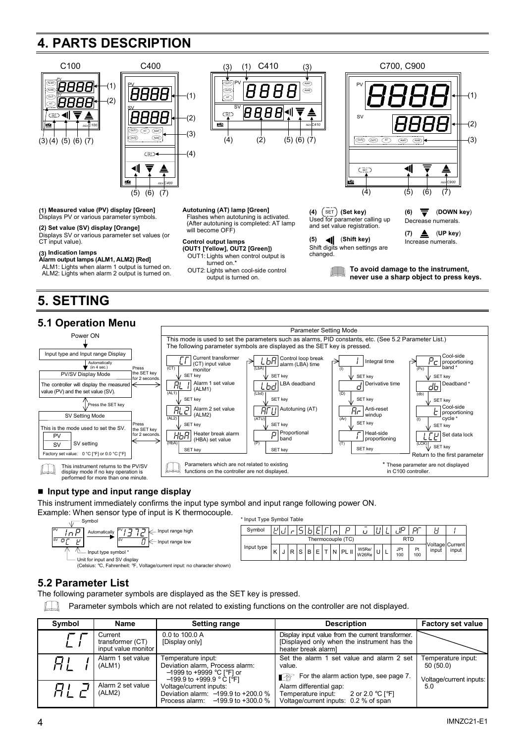# 4. PARTS DESCRIPTION

C100 C400 C410 C700, C900

**(1) Measured value (PV) display [Green]**
Displays PV or various parameter symbols.

**(2) Set value (SV) display [Orange]**
Displays SV or various parameter set values (or CT input value).

**(3) Indication lamps**
**Alarm output lamps (ALM1, ALM2) [Red]**
ALM1: Lights when alarm 1 output is turned on.
ALM2: Lights when alarm 2 output is turned on.

**Autotuning (AT) lamp [Green]**
Flashes when autotuning is activated. (After autotuning is completed: AT lamp will become OFF)

**Control output lamps (OUT1 [Yellow], OUT2 [Green])**
OUT1: Lights when control output is turned on.*
OUT2: Lights when cool-side control output is turned on.

**(4) (SET) (Set key)**
Used for parameter calling up and set value registration.

**(5) (Shift key)**
Shift digits when settings are changed.

**(6) (DOWN key)**
Decrease numerals.

**(7) (UP key)**
Increase numerals.

**To avoid damage to the instrument, never use a sharp object to press keys.**

# 5. SETTING

## 5.1 Operation Menu

Power ON

Input type and Input range Display → Automatically (in 4 sec.) → PV/SV Display Mode: The controller will display the measured value (PV) and the set value (SV).

Press the SET key → SV Setting Mode: This is the mode used to set the SV. Factory set value: 0 °C [°F] or 0.0 °C [°F]

Press the SET key for 2 seconds → Parameter Setting Mode

**Parameter Setting Mode**
This mode is used to set the parameters such as alarms, PID constants, etc. (See 5.2 Parameter List.)
The following parameter symbols are displayed as the SET key is pressed.

- (CT) Current transformer (CT) input value monitor
- (AL1) Alarm 1 set value (ALM1)
- (AL2) Alarm 2 set value (ALM2)
- (HbA) Heater break alarm (HBA) set value
- (LbA) Control loop break alarm (LBA) time
- (Lbd) LBA deadband
- (ATU) Autotuning (AT)
- (P) Proportional band
- (I) Integral time
- (D) Derivative time
- (Ar) Anti-reset windup
- (T) Heat-side proportioning
- (Pc) Cool-side proportioning band *
- (db) Deadband *
- (t) Cool-side proportioning cycle *
- (LCK) Set data lock

Return to the first parameter

This instrument returns to the PV/SV display mode if no key operation is performed for more than one minute.

Parameters which are not related to existing functions on the controller are not displayed.

\* These parameter are not displayed in C100 controller.

### ■ Input type and input range display

This instrument immediately confirms the input type symbol and input range following power ON.
Example: When sensor type of input is K thermocouple.

Symbol; Input range high; Input range low; Input type symbol *; Unit for input and SV display (Celsius: ℃, Fahrenheit: ℉, Voltage/current input: no character shown)

\* Input Type Symbol Table

| Symbol | K | J | r | S | b | E | T | n | P | ū | U | L | JP | PT | V | I |
|---|---|---|---|---|---|---|---|---|---|---|---|---|---|---|---|---|
| Input type | Thermocouple (TC) | | | | | | | | | | | | RTD | | Voltage input | Current input |
| | K | J | R | S | B | E | T | N | PL II | W5Re/W26Re | U | L | JPt 100 | Pt 100 | | |

## 5.2 Parameter List

The following parameter symbols are displayed as the SET key is pressed.

Parameter symbols which are not related to existing functions on the controller are not displayed.

| Symbol | Name | Setting range | Description | Factory set value |
|---|---|---|---|---|
| CT | Current transformer (CT) input value monitor | 0.0 to 100.0 A [Display only] | Display input value from the current transformer. [Displayed only when the instrument has the heater break alarm] | |
| AL1 | Alarm 1 set value (ALM1) | Temperature input: Deviation alarm, Process alarm: −1999 to +9999 °C [°F] or −199.9 to +999.9 °C [°F] Voltage/current inputs: Deviation alarm: −199.9 to +200.0 % Process alarm: −199.9 to +300.0 % | Set the alarm 1 set value and alarm 2 set value. For the alarm action type, see page 7. Alarm differential gap: Temperature input: 2 or 2.0 °C [°F] Voltage/current inputs: 0.2 % of span | Temperature input: 50 (50.0) Voltage/current inputs: 5.0 |
| AL2 | Alarm 2 set value (ALM2) | | | |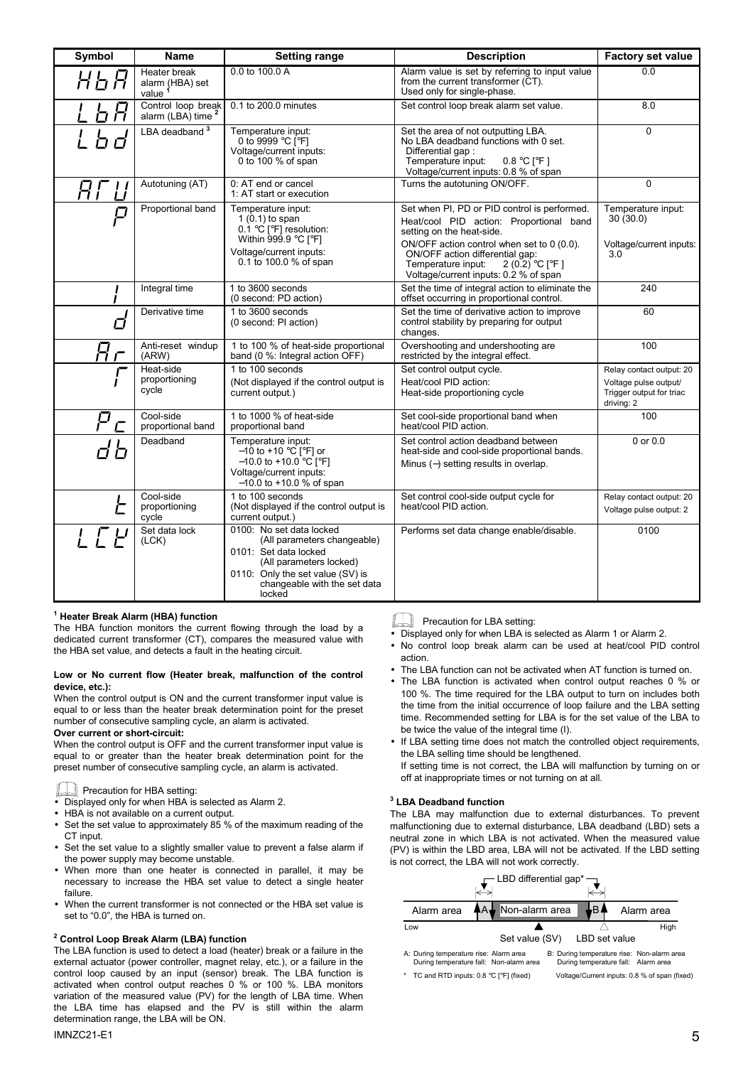| Symbol | Name | Setting range | Description | Factory set value |
|---|---|---|---|---|
| HbA | Heater break alarm (HBA) set value [1] | 0.0 to 100.0 A | Alarm value is set by referring to input value from the current transformer (CT). Used only for single-phase. | 0.0 |
| LbA | Control loop break alarm (LBA) time [2] | 0.1 to 200.0 minutes | Set control loop break alarm set value. | 8.0 |
| Lbd | LBA deadband [3] | Temperature input: 0 to 9999 °C [°F] Voltage/current inputs: 0 to 100 % of span | Set the area of not outputting LBA. No LBA deadband functions with 0 set. Differential gap : Temperature input: 0.8 °C [°F ] Voltage/current inputs: 0.8 % of span | 0 |
| ATU | Autotuning (AT) | 0: AT end or cancel 1: AT start or execution | Turns the autotuning ON/OFF. | 0 |
| P | Proportional band | Temperature input: 1 (0.1) to span 0.1 °C [°F] resolution: Within 999.9 °C [°F] Voltage/current inputs: 0.1 to 100.0 % of span | Set when PI, PD or PID control is performed. Heat/cool PID action: Proportional band setting on the heat-side. ON/OFF action control when set to 0 (0.0). ON/OFF action differential gap: Temperature input: 2 (0.2) °C [°F ] Voltage/current inputs: 0.2 % of span | Temperature input: 30 (30.0) Voltage/current inputs: 3.0 |
| I | Integral time | 1 to 3600 seconds (0 second: PD action) | Set the time of integral action to eliminate the offset occurring in proportional control. | 240 |
| d | Derivative time | 1 to 3600 seconds (0 second: PI action) | Set the time of derivative action to improve control stability by preparing for output changes. | 60 |
| Ar | Anti-reset windup (ARW) | 1 to 100 % of heat-side proportional band (0 %: Integral action OFF) | Overshooting and undershooting are restricted by the integral effect. | 100 |
| T | Heat-side proportioning cycle | 1 to 100 seconds (Not displayed if the control output is current output.) | Set control output cycle. Heat/cool PID action: Heat-side proportioning cycle | Relay contact output: 20 Voltage pulse output/ Trigger output for triac driving: 2 |
| Pc | Cool-side proportional band | 1 to 1000 % of heat-side proportional band | Set cool-side proportional band when heat/cool PID action. | 100 |
| db | Deadband | Temperature input: –10 to +10 °C [°F] or –10.0 to +10.0 °C [°F] Voltage/current inputs: –10.0 to +10.0 % of span | Set control action deadband between heat-side and cool-side proportional bands. Minus (–) setting results in overlap. | 0 or 0.0 |
| t | Cool-side proportioning cycle | 1 to 100 seconds (Not displayed if the control output is current output.) | Set control cool-side output cycle for heat/cool PID action. | Relay contact output: 20 Voltage pulse output: 2 |
| LCK | Set data lock (LCK) | 0100: No set data locked (All parameters changeable) 0101: Set data locked (All parameters locked) 0110: Only the set value (SV) is changeable with the set data locked | Performs set data change enable/disable. | 0100 |

**[1] Heater Break Alarm (HBA) function**

The HBA function monitors the current flowing through the load by a dedicated current transformer (CT), compares the measured value with the HBA set value, and detects a fault in the heating circuit.

**Low or No current flow (Heater break, malfunction of the control device, etc.):**

When the control output is ON and the current transformer input value is equal to or less than the heater break determination point for the preset number of consecutive sampling cycle, an alarm is activated.

**Over current or short-circuit:**

When the control output is OFF and the current transformer input value is equal to or greater than the heater break determination point for the preset number of consecutive sampling cycle, an alarm is activated.

Precaution for HBA setting:

- Displayed only for when HBA is selected as Alarm 2.
- HBA is not available on a current output.
- Set the set value to approximately 85 % of the maximum reading of the CT input.
- Set the set value to a slightly smaller value to prevent a false alarm if the power supply may become unstable.
- When more than one heater is connected in parallel, it may be necessary to increase the HBA set value to detect a single heater failure.
- When the current transformer is not connected or the HBA set value is set to "0.0", the HBA is turned on.

**[2] Control Loop Break Alarm (LBA) function**

The LBA function is used to detect a load (heater) break or a failure in the external actuator (power controller, magnet relay, etc.), or a failure in the control loop caused by an input (sensor) break. The LBA function is activated when control output reaches 0 % or 100 %. LBA monitors variation of the measured value (PV) for the length of LBA time. When the LBA time has elapsed and the PV is still within the alarm determination range, the LBA will be ON.

Precaution for LBA setting:

- Displayed only for when LBA is selected as Alarm 1 or Alarm 2.
- No control loop break alarm can be used at heat/cool PID control action.
- The LBA function can not be activated when AT function is turned on.
- The LBA function is activated when control output reaches 0 % or 100 %. The time required for the LBA output to turn on includes both the time from the initial occurrence of loop failure and the LBA setting time. Recommended setting for LBA is for the set value of the LBA to be twice the value of the integral time (I).
- If LBA setting time does not match the controlled object requirements, the LBA selling time should be lengthened. If setting time is not correct, the LBA will malfunction by turning on or off at inappropriate times or not turning on at all.

**[3] LBA Deadband function**

The LBA may malfunction due to external disturbances. To prevent malfunctioning due to external disturbance, LBA deadband (LBD) sets a neutral zone in which LBA is not activated. When the measured value (PV) is within the LBD area, LBA will not be activated. If the LBD setting is not correct, the LBA will not work correctly.

LBD differential gap*

Alarm area | A | Non-alarm area | B | Alarm area

Low — Set value (SV) — LBD set value — High

A: During temperature rise: Alarm area
During temperature fall: Non-alarm area

B: During temperature rise: Non-alarm area
During temperature fall: Alarm area

\* TC and RTD inputs: 0.8 °C [°F] (fixed) Voltage/Current inputs: 0.8 % of span (fixed)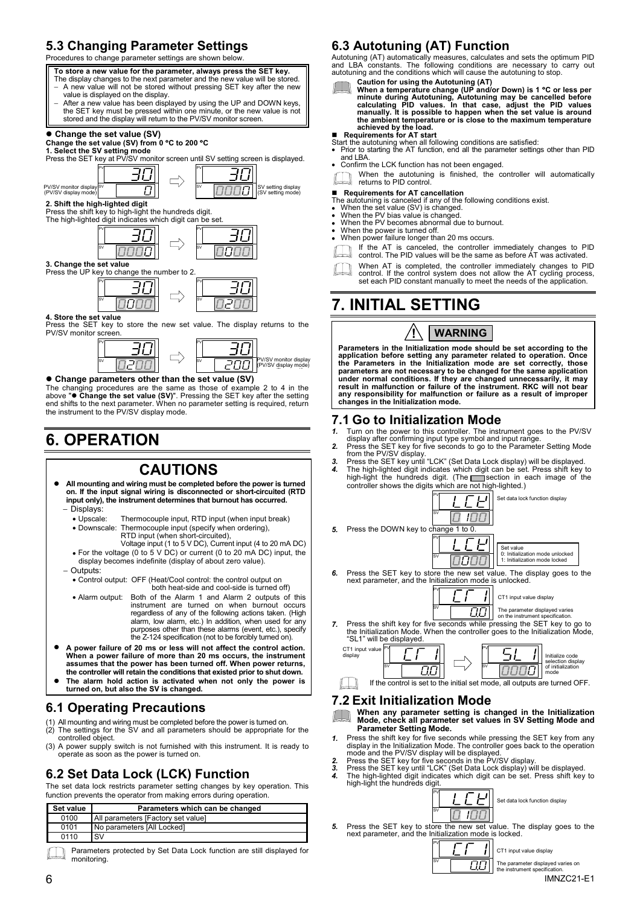## 5.3 Changing Parameter Settings

Procedures to change parameter settings are shown below.

**To store a new value for the parameter, always press the SET key.**
The display changes to the next parameter and the new value will be stored.
- A new value will not be stored without pressing SET key after the new value is displayed on the display.
- After a new value has been displayed by using the UP and DOWN keys, the SET key must be pressed within one minute, or the new value is not stored and the display will return to the PV/SV monitor screen.

### ● Change the set value (SV)

**Change the set value (SV) from 0 °C to 200 °C**

**1. Select the SV setting mode**
Press the SET key at PV/SV monitor screen until SV setting screen is displayed.

PV/SV monitor display (PV/SV display mode): PV 30, SV 0 ⇨ SV setting display (SV setting mode): PV 30, SV 0000

**2. Shift the high-lighted digit**
Press the shift key to high-light the hundreds digit.
The high-lighted digit indicates which digit can be set.

PV 30, SV 0000 ⇨ PV 30, SV 0000

**3. Change the set value**
Press the UP key to change the number to 2.

PV 30, SV 0000 ⇨ PV 30, SV 0200

**4. Store the set value**
Press the SET key to store the new set value. The display returns to the PV/SV monitor screen.

PV 30, SV 0200 ⇨ PV 30, SV 200 PV/SV monitor display (PV/SV display mode)

### ● Change parameters other than the set value (SV)

The changing procedures are the same as those of example 2 to 4 in the above "**● Change the set value (SV)**". Pressing the SET key after the setting end shifts to the next parameter. When no parameter setting is required, return the instrument to the PV/SV display mode.

# 6. OPERATION

## CAUTIONS

- **All mounting and wiring must be completed before the power is turned on. If the input signal wiring is disconnected or short-circuited (RTD input only), the instrument determines that burnout has occurred.**
  - Displays:
    - Upscale: Thermocouple input, RTD input (when input break)
    - Downscale: Thermocouple input (specify when ordering), RTD input (when short-circuited), Voltage input (1 to 5 V DC), Current input (4 to 20 mA DC)
    - For the voltage (0 to 5 V DC) or current (0 to 20 mA DC) input, the display becomes indefinite (display of about zero value).
  - Outputs:
    - Control output: OFF (Heat/Cool control: the control output on both heat-side and cool-side is turned off)
    - Alarm output: Both of the Alarm 1 and Alarm 2 outputs of this instrument are turned on when burnout occurs regardless of any of the following actions taken. (High alarm, low alarm, etc.) In addition, when used for any purposes other than these alarms (event, etc.), specify the Z-124 specification (not to be forcibly turned on).
- **A power failure of 20 ms or less will not affect the control action. When a power failure of more than 20 ms occurs, the instrument assumes that the power has been turned off. When power returns, the controller will retain the conditions that existed prior to shut down.**
- **The alarm hold action is activated when not only the power is turned on, but also the SV is changed.**

## 6.1 Operating Precautions

(1) All mounting and wiring must be completed before the power is turned on.
(2) The settings for the SV and all parameters should be appropriate for the controlled object.
(3) A power supply switch is not furnished with this instrument. It is ready to operate as soon as the power is turned on.

## 6.2 Set Data Lock (LCK) Function

The set data lock restricts parameter setting changes by key operation. This function prevents the operator from making errors during operation.

| Set value | Parameters which can be changed |
|---|---|
| 0100 | All parameters [Factory set value] |
| 0101 | No parameters [All Locked] |
| 0110 | SV |

Parameters protected by Set Data Lock function are still displayed for monitoring.

## 6.3 Autotuning (AT) Function

Autotuning (AT) automatically measures, calculates and sets the optimum PID and LBA constants. The following conditions are necessary to carry out autotuning and the conditions which will cause the autotuning to stop.

**Caution for using the Autotuning (AT)**
**When a temperature change (UP and/or Down) is 1 °C or less per minute during Autotuning, Autotuning may be cancelled before calculating PID values. In that case, adjust the PID values manually. It is possible to happen when the set value is around the ambient temperature or is close to the maximum temperature achieved by the load.**

### ■ Requirements for AT start

Start the autotuning when all following conditions are satisfied:
- Prior to starting the AT function, end all the parameter settings other than PID and LBA.
- Confirm the LCK function has not been engaged.

When the autotuning is finished, the controller will automatically returns to PID control.

### ■ Requirements for AT cancellation

The autotuning is canceled if any of the following conditions exist.
- When the set value (SV) is changed.
- When the PV bias value is changed.
- When the PV becomes abnormal due to burnout.
- When the power is turned off.
- When power failure longer than 20 ms occurs.

If the AT is canceled, the controller immediately changes to PID control. The PID values will be the same as before AT was activated.

When AT is completed, the controller immediately changes to PID control. If the control system does not allow the AT cycling process, set each PID constant manually to meet the needs of the application.

# 7. INITIAL SETTING

**⚠ WARNING**

**Parameters in the Initialization mode should be set according to the application before setting any parameter related to operation. Once the Parameters in the Initialization mode are set correctly, those parameters are not necessary to be changed for the same application under normal conditions. If they are changed unnecessarily, it may result in malfunction or failure of the instrument. RKC will not bear any responsibility for malfunction or failure as a result of improper changes in the Initialization mode.**

## 7.1 Go to Initialization Mode

1. Turn on the power to this controller. The instrument goes to the PV/SV display after confirming input type symbol and input range.
2. Press the SET key for five seconds to go to the Parameter Setting Mode from the PV/SV display.
3. Press the SET key until "LCK" (Set Data Lock display) will be displayed.
4. The high-lighted digit indicates which digit can be set. Press shift key to high-light the hundreds digit. (The ▭ section in each image of the controller shows the digits which are not high-lighted.)

   PV LCK, SV 0100 — Set data lock function display

5. Press the DOWN key to change 1 to 0.

   PV LCK, SV 0000 — Set value: 0: Initialization mode unlocked, 1: Initialization mode locked

6. Press the SET key to store the new set value. The display goes to the next parameter, and the Initialization mode is unlocked.

   PV CT, SV 0.0 — CT1 input value display. The parameter displayed varies on the instrument specification.

7. Press the shift key for five seconds while pressing the SET key to go to the Initialization Mode. When the controller goes to the Initialization Mode, "SL1" will be displayed.

   CT1 input value display: PV CT1, SV 0.0 ⇨ PV SL1, SV 0000 — Initialize code selection display of initialization mode

If the control is set to the initial set mode, all outputs are turned OFF.

## 7.2 Exit Initialization Mode

**When any parameter setting is changed in the Initialization Mode, check all parameter set values in SV Setting Mode and Parameter Setting Mode.**

1. Press the shift key for five seconds while pressing the SET key from any display in the Initialization Mode. The controller goes back to the operation mode and the PV/SV display will be displayed.
2. Press the SET key for five seconds in the PV/SV display.
3. Press the SET key until "LCK" (Set Data Lock display) will be displayed.
4. The high-lighted digit indicates which digit can be set. Press shift key to high-light the hundreds digit.

   PV LCK, SV 0100 — Set data lock function display

5. Press the SET key to store the new set value. The display goes to the next parameter, and the Initialization mode is locked.

   PV CT1, SV 0.0 — CT1 input value display. The parameter displayed varies on the instrument specification.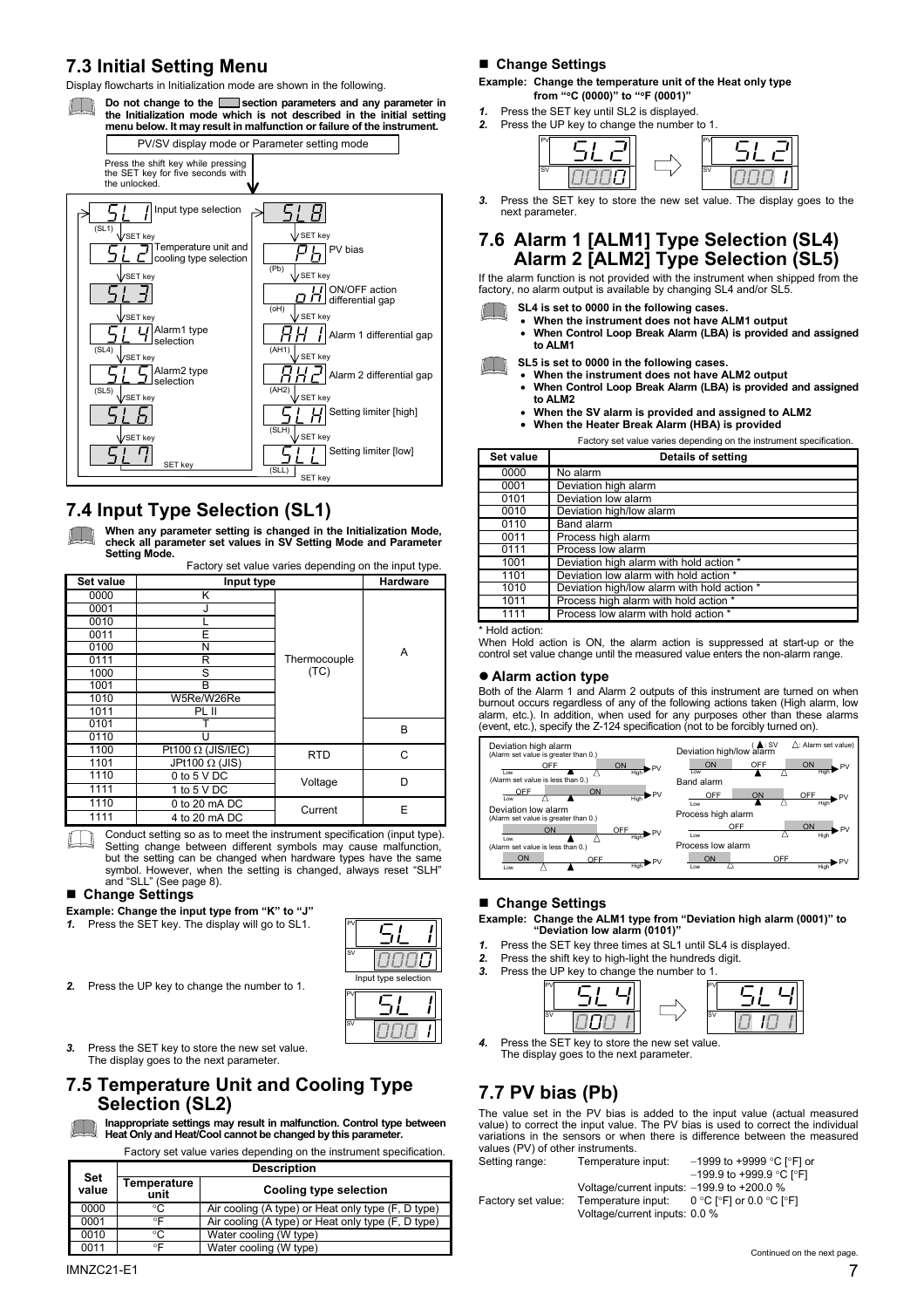## 7.3 Initial Setting Menu

Display flowcharts in Initialization mode are shown in the following.

**Do not change to the ▭ section parameters and any parameter in the Initialization mode which is not described in the initial setting menu below. It may result in malfunction or failure of the instrument.**

PV/SV display mode or Parameter setting mode

Press the shift key while pressing the SET key for five seconds with the unlocked.

- SL1 (Input type selection) → SET key
- SL2 (Temperature unit and cooling type selection) → SET key
- SL3 → SET key
- SL4 (Alarm1 type selection) → SET key
- SL5 (Alarm2 type selection) → SET key
- SL6 → SET key
- SL7 → SET key
- SL8 → SET key
- Pb (PV bias) → SET key
- oH (ON/OFF action differential gap) → SET key
- AH1 (Alarm 1 differential gap) → SET key
- AH2 (Alarm 2 differential gap) → SET key
- SLH (Setting limiter [high]) → SET key
- SLL (Setting limiter [low]) → SET key → SL1

## 7.4 Input Type Selection (SL1)

**When any parameter setting is changed in the Initialization Mode, check all parameter set values in SV Setting Mode and Parameter Setting Mode.**

Factory set value varies depending on the input type.

| Set value | Input type | | Hardware |
|---|---|---|---|
| 0000 | K | Thermocouple (TC) | A |
| 0001 | J | | |
| 0010 | L | | |
| 0011 | E | | |
| 0100 | N | | |
| 0111 | R | | |
| 1000 | S | | |
| 1001 | B | | |
| 1010 | W5Re/W26Re | | |
| 1011 | PL II | | |
| 0101 | T | | B |
| 0110 | U | | |
| 1100 | Pt100 Ω (JIS/IEC) | RTD | C |
| 1101 | JPt100 Ω (JIS) | | |
| 1110 | 0 to 5 V DC | Voltage | D |
| 1111 | 1 to 5 V DC | | |
| 1110 | 0 to 20 mA DC | Current | E |
| 1111 | 4 to 20 mA DC | | |

Conduct setting so as to meet the instrument specification (input type). Setting change between different symbols may cause malfunction, but the setting can be changed when hardware types have the same symbol. However, when the setting is changed, always reset "SLH" and "SLL" (See page 8).

### ■ Change Settings

**Example: Change the input type from "K" to "J"**

1. Press the SET key. The display will go to SL1. (PV: SL1, SV: 0000 — Input type selection)
2. Press the UP key to change the number to 1. (PV: SL1, SV: 0001)
3. Press the SET key to store the new set value. The display goes to the next parameter.

## 7.5 Temperature Unit and Cooling Type Selection (SL2)

**Inappropriate settings may result in malfunction. Control type between Heat Only and Heat/Cool cannot be changed by this parameter.**

Factory set value varies depending on the instrument specification.

| Set value | Description | |
|---|---|---|
| | Temperature unit | Cooling type selection |
| 0000 | °C | Air cooling (A type) or Heat only type (F, D type) |
| 0001 | °F | Air cooling (A type) or Heat only type (F, D type) |
| 0010 | °C | Water cooling (W type) |
| 0011 | °F | Water cooling (W type) |

### ■ Change Settings

**Example: Change the temperature unit of the Heat only type from "°C (0000)" to "°F (0001)"**

1. Press the SET key until SL2 is displayed.
2. Press the UP key to change the number to 1. (PV: SL2, SV: 0000 ⇨ PV: SL2, SV: 0001)
3. Press the SET key to store the new set value. The display goes to the next parameter.

## 7.6 Alarm 1 [ALM1] Type Selection (SL4) Alarm 2 [ALM2] Type Selection (SL5)

If the alarm function is not provided with the instrument when shipped from the factory, no alarm output is available by changing SL4 and/or SL5.

**SL4 is set to 0000 in the following cases.**
- **When the instrument does not have ALM1 output**
- **When Control Loop Break Alarm (LBA) is provided and assigned to ALM1**

**SL5 is set to 0000 in the following cases.**
- **When the instrument does not have ALM2 output**
- **When Control Loop Break Alarm (LBA) is provided and assigned to ALM2**
- **When the SV alarm is provided and assigned to ALM2**
- **When the Heater Break Alarm (HBA) is provided**

Factory set value varies depending on the instrument specification.

| Set value | Details of setting |
|---|---|
| 0000 | No alarm |
| 0001 | Deviation high alarm |
| 0101 | Deviation low alarm |
| 0010 | Deviation high/low alarm |
| 0110 | Band alarm |
| 0011 | Process high alarm |
| 0111 | Process low alarm |
| 1001 | Deviation high alarm with hold action * |
| 1101 | Deviation low alarm with hold action * |
| 1010 | Deviation high/low alarm with hold action * |
| 1011 | Process high alarm with hold action * |
| 1111 | Process low alarm with hold action * |

\* Hold action:
When Hold action is ON, the alarm action is suppressed at start-up or the control set value change until the measured value enters the non-alarm range.

### ● Alarm action type

Both of the Alarm 1 and Alarm 2 outputs of this instrument are turned on when burnout occurs regardless of any of the following actions taken (High alarm, low alarm, etc.). In addition, when used for any purposes other than these alarms (event, etc.), specify the Z-124 specification (not to be forcibly turned on).

(▲: SV, △: Alarm set value)

- Deviation high alarm (Alarm set value is greater than 0.): OFF ▲ △ ON (Low → High PV)
- Deviation high alarm (Alarm set value is less than 0.): OFF △ ▲ ON
- Deviation low alarm (Alarm set value is greater than 0.): ON ▲ △ OFF
- Deviation low alarm (Alarm set value is less than 0.): ON △ ▲ OFF
- Deviation high/low alarm: ON ▲ OFF △ ON
- Band alarm: OFF ▲ ON OFF
- Process high alarm: OFF △ ON
- Process low alarm: ON △ OFF

### ■ Change Settings

**Example: Change the ALM1 type from "Deviation high alarm (0001)" to "Deviation low alarm (0101)"**

1. Press the SET key three times at SL1 until SL4 is displayed.
2. Press the shift key to high-light the hundreds digit.
3. Press the UP key to change the number to 1. (PV: SL4, SV: 0001 ⇨ PV: SL4, SV: 0101)
4. Press the SET key to store the new set value. The display goes to the next parameter.

## 7.7 PV bias (Pb)

The value set in the PV bias is added to the input value (actual measured value) to correct the input value. The PV bias is used to correct the individual variations in the sensors or when there is difference between the measured values (PV) of other instruments.

Setting range: Temperature input: −1999 to +9999 °C [°F] or −199.9 to +999.9 °C [°F]
Voltage/current inputs: −199.9 to +200.0 %

Factory set value: Temperature input: 0 °C [°F] or 0.0 °C [°F]
Voltage/current inputs: 0.0 %

Continued on the next page.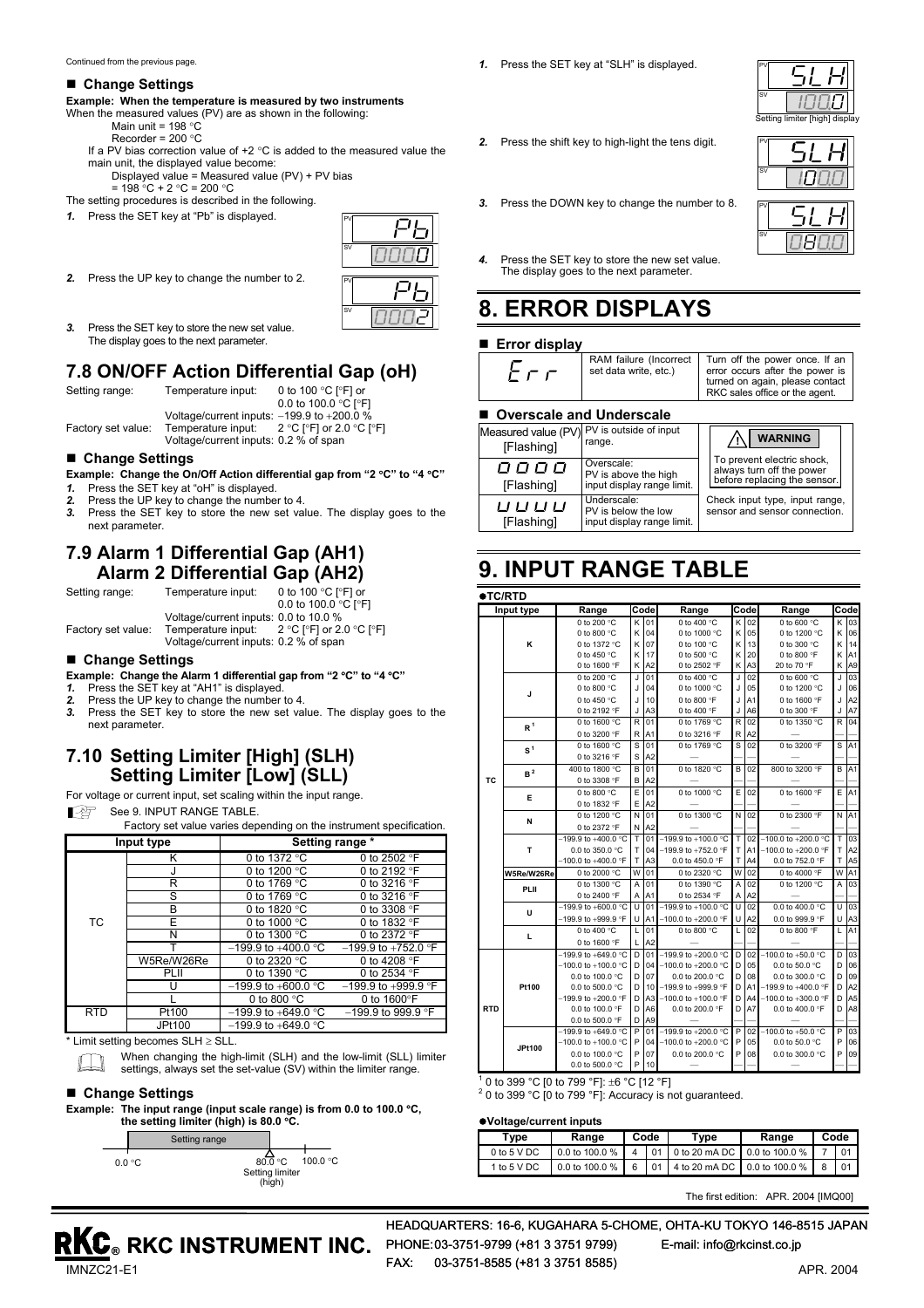Continued from the previous page.

### ■ Change Settings

**Example: When the temperature is measured by two instruments**

When the measured values (PV) are as shown in the following:

Main unit = 198 °C

Recorder = 200 °C

If a PV bias correction value of +2 °C is added to the measured value the main unit, the displayed value become:

Displayed value = Measured value (PV) + PV bias

= 198 °C + 2 °C = 200 °C

The setting procedures is described in the following.

1. Press the SET key at "Pb" is displayed.

PV: Pb
SV: 0000

2. Press the UP key to change the number to 2.

PV: Pb
SV: 0002

3. Press the SET key to store the new set value. The display goes to the next parameter.

## 7.8 ON/OFF Action Differential Gap (oH)

| | | |
|---|---|---|
| Setting range: | Temperature input: | 0 to 100 °C [°F] or 0.0 to 100.0 °C [°F] |
| | Voltage/current inputs: | −199.9 to +200.0 % |
| Factory set value: | Temperature input: | 2 °C [°F] or 2.0 °C [°F] |
| | Voltage/current inputs: | 0.2 % of span |

### ■ Change Settings

**Example: Change the On/Off Action differential gap from "2 °C" to "4 °C"**

1. Press the SET key at "oH" is displayed.
2. Press the UP key to change the number to 4.
3. Press the SET key to store the new set value. The display goes to the next parameter.

## 7.9 Alarm 1 Differential Gap (AH1) Alarm 2 Differential Gap (AH2)

| | | |
|---|---|---|
| Setting range: | Temperature input: | 0 to 100 °C [°F] or 0.0 to 100.0 °C [°F] |
| | Voltage/current inputs: | 0.0 to 10.0 % |
| Factory set value: | Temperature input: | 2 °C [°F] or 2.0 °C [°F] |
| | Voltage/current inputs: | 0.2 % of span |

### ■ Change Settings

**Example: Change the Alarm 1 differential gap from "2 °C" to "4 °C"**

1. Press the SET key at "AH1" is displayed.
2. Press the UP key to change the number to 4.
3. Press the SET key to store the new set value. The display goes to the next parameter.

## 7.10 Setting Limiter [High] (SLH) Setting Limiter [Low] (SLL)

For voltage or current input, set scaling within the input range.

See 9. INPUT RANGE TABLE.

Factory set value varies depending on the instrument specification.

| Input type | | Setting range * | |
|---|---|---|---|
| TC | K | 0 to 1372 °C | 0 to 2502 °F |
| | J | 0 to 1200 °C | 0 to 2192 °F |
| | R | 0 to 1769 °C | 0 to 3216 °F |
| | S | 0 to 1769 °C | 0 to 3216 °F |
| | B | 0 to 1820 °C | 0 to 3308 °F |
| | E | 0 to 1000 °C | 0 to 1832 °F |
| | N | 0 to 1300 °C | 0 to 2372 °F |
| | T | −199.9 to +400.0 °C | −199.9 to +752.0 °F |
| | W5Re/W26Re | 0 to 2320 °C | 0 to 4208 °F |
| | PLII | 0 to 1390 °C | 0 to 2534 °F |
| | U | −199.9 to +600.0 °C | −199.9 to +999.9 °F |
| | L | 0 to 800 °C | 0 to 1600°F |
| RTD | Pt100 | −199.9 to +649.0 °C | −199.9 to 999.9 °F |
| | JPt100 | −199.9 to +649.0 °C | |

\* Limit setting becomes SLH ≥ SLL.

When changing the high-limit (SLH) and the low-limit (SLL) limiter settings, always set the set-value (SV) within the limiter range.

### ■ Change Settings

**Example: The input range (input scale range) is from 0.0 to 100.0 °C, the setting limiter (high) is 80.0 °C.**

Setting range

0.0 °C

80.0 °C
Setting limiter (high)

100.0 °C

1. Press the SET key at "SLH" is displayed.

PV: SLH
SV: 100.0

Setting limiter [high] display

2. Press the shift key to high-light the tens digit.

PV: SLH
SV: 100.0

3. Press the DOWN key to change the number to 8.

PV: SLH
SV: 080.0

4. Press the SET key to store the new set value. The display goes to the next parameter.

# 8. ERROR DISPLAYS

### ■ Error display

| | | |
|---|---|---|
| Err | RAM failure (Incorrect set data write, etc.) | Turn off the power once. If an error occurs after the power is turned on again, please contact RKC sales office or the agent. |

### ■ Overscale and Underscale

| | | |
|---|---|---|
| Measured value (PV) [Flashing] | PV is outside of input range. | **WARNING** To prevent electric shock, always turn off the power before replacing the sensor. |
| oooo [Flashing] | Overscale: PV is above the high input display range limit. | |
| uuuu [Flashing] | Underscale: PV is below the low input display range limit. | Check input type, input range, sensor and sensor connection. |

# 9. INPUT RANGE TABLE

●TC/RTD

| Input type | | Range | Code | | Range | Code | | Range | Code | |
|---|---|---|---|---|---|---|---|---|---|---|
| TC | K | 0 to 200 °C | K | 01 | 0 to 400 °C | K | 02 | 0 to 600 °C | K | 03 |
| | | 0 to 800 °C | K | 04 | 0 to 1000 °C | K | 05 | 0 to 1200 °C | K | 06 |
| | | 0 to 1372 °C | K | 07 | 0 to 100 °C | K | 13 | 0 to 300 °C | K | 14 |
| | | 0 to 450 °C | K | 17 | 0 to 500 °C | K | 20 | 0 to 800 °F | K | A1 |
| | | 0 to 1600 °F | K | A2 | 0 to 2502 °F | K | A3 | 20 to 70 °F | K | A9 |
| | J | 0 to 200 °C | J | 01 | 0 to 400 °C | J | 02 | 0 to 600 °C | J | 03 |
| | | 0 to 800 °C | J | 04 | 0 to 1000 °C | J | 05 | 0 to 1200 °C | J | 06 |
| | | 0 to 450 °C | J | 10 | 0 to 800 °F | J | A1 | 0 to 1600 °F | J | A2 |
| | | 0 to 2192 °F | J | A3 | 0 to 400 °F | J | A6 | 0 to 300 °F | J | A7 |
| | R [1] | 0 to 1600 °C | R | 01 | 0 to 1769 °C | R | 02 | 0 to 1350 °C | R | 04 |
| | | 0 to 3200 °F | R | A1 | 0 to 3216 °F | R | A2 | — | — | — |
| | S [1] | 0 to 1600 °C | S | 01 | 0 to 1769 °C | S | 02 | 0 to 3200 °F | S | A1 |
| | | 0 to 3216 °F | S | A2 | — | — | — | — | — | — |
| | B [2] | 400 to 1800 °C | B | 01 | 0 to 1820 °C | B | 02 | 800 to 3200 °F | B | A1 |
| | | 0 to 3308 °F | B | A2 | — | — | — | — | — | — |
| | E | 0 to 800 °C | E | 01 | 0 to 1000 °C | E | 02 | 0 to 1600 °F | E | A1 |
| | | 0 to 1832 °F | E | A2 | — | — | — | — | — | — |
| | N | 0 to 1200 °C | N | 01 | 0 to 1300 °C | N | 02 | 0 to 2300 °F | N | A1 |
| | | 0 to 2372 °F | N | A2 | — | — | — | — | — | — |
| | T | −199.9 to +400.0 °C | T | 01 | −199.9 to +100.0 °C | T | 02 | −100.0 to +200.0 °C | T | 03 |
| | | 0.0 to 350.0 °C | T | 04 | −199.9 to +752.0 °F | T | A1 | −100.0 to +200.0 °F | T | A2 |
| | | −100.0 to +400.0 °F | T | A3 | 0.0 to 450.0 °F | T | A4 | 0.0 to 752.0 °F | T | A5 |
| | W5Re/W26Re | 0 to 2000 °C | W | 01 | 0 to 2320 °C | W | 02 | 0 to 4000 °F | W | A1 |
| | PLII | 0 to 1300 °C | A | 01 | 0 to 1390 °C | A | 02 | 0 to 1200 °C | A | 03 |
| | | 0 to 2400 °F | A | A1 | 0 to 2534 °F | A | A2 | — | — | — |
| | U | −199.9 to +600.0 °C | U | 01 | −199.9 to +100.0 °C | U | 02 | 0.0 to 400.0 °C | U | 03 |
| | | −199.9 to +999.9 °F | U | A1 | −100.0 to +200.0 °F | U | A2 | 0.0 to 999.9 °F | U | A3 |
| | L | 0 to 400 °C | L | 01 | 0 to 800 °C | L | 02 | 0 to 800 °F | L | A1 |
| | | 0 to 1600 °F | L | A2 | — | — | — | — | — | — |
| RTD | Pt100 | −199.9 to +649.0 °C | D | 01 | −199.9 to +200.0 °C | D | 02 | −100.0 to +50.0 °C | D | 03 |
| | | −100.0 to +100.0 °C | D | 04 | −100.0 to +200.0 °C | D | 05 | 0.0 to 50.0 °C | D | 06 |
| | | 0.0 to 100.0 °C | D | 07 | 0.0 to 200.0 °C | D | 08 | 0.0 to 300.0 °C | D | 09 |
| | | 0.0 to 500.0 °C | D | 10 | −199.9 to +999.9 °F | D | A1 | −199.9 to +400.0 °F | D | A2 |
| | | −199.9 to +200.0 °F | D | A3 | −100.0 to +100.0 °F | D | A4 | −100.0 to +300.0 °F | D | A5 |
| | | 0.0 to 100.0 °F | D | A6 | 0.0 to 200.0 °F | D | A7 | 0.0 to 400.0 °F | D | A8 |
| | | 0.0 to 500.0 °F | D | A9 | — | — | — | — | — | — |
| | JPt100 | −199.9 to +649.0 °C | P | 01 | −199.9 to +200.0 °C | P | 02 | −100.0 to +50.0 °C | P | 03 |
| | | −100.0 to +100.0 °C | P | 04 | −100.0 to +200.0 °C | P | 05 | 0.0 to 50.0 °C | P | 06 |
| | | 0.0 to 100.0 °C | P | 07 | 0.0 to 200.0 °C | P | 08 | 0.0 to 300.0 °C | P | 09 |
| | | 0.0 to 500.0 °C | P | 10 | — | — | — | — | — | — |

[1] 0 to 399 °C [0 to 799 °F]: ±6 °C [12 °F]

[2] 0 to 399 °C [0 to 799 °F]: Accuracy is not guaranteed.

●Voltage/current inputs

| Type | Range | Code | | Type | Range | Code | |
|---|---|---|---|---|---|---|---|
| 0 to 5 V DC | 0.0 to 100.0 % | 4 | 01 | 0 to 20 mA DC | 0.0 to 100.0 % | 7 | 01 |
| 1 to 5 V DC | 0.0 to 100.0 % | 6 | 01 | 4 to 20 mA DC | 0.0 to 100.0 % | 8 | 01 |

The first edition: APR. 2004 [IMQ00]

**RKC® RKC INSTRUMENT INC.**

HEADQUARTERS: 16-6, KUGAHARA 5-CHOME, OHTA-KU TOKYO 146-8515 JAPAN

PHONE: 03-3751-9799 (+81 3 3751 9799) E-mail: info@rkcinst.co.jp

FAX: 03-3751-8585 (+81 3 3751 8585)

IMNZC21-E1

APR. 2004